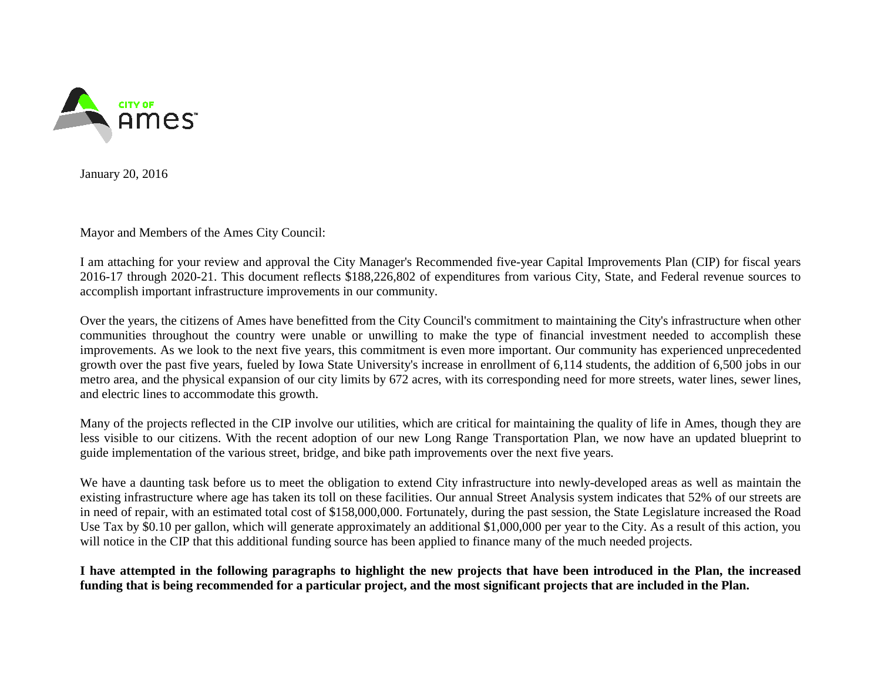CITY OF Ames™

January 20, 2016

Mayor and Members of the Ames City Council:

I am attaching for your review and approval the City Manager's Recommended five-year Capital Improvements Plan (CIP) for fiscal years 2016-17 through 2020-21. This document reflects $188,226,802 of expenditures from various City, State, and Federal revenue sources to accomplish important infrastructure improvements in our community.

Over the years, the citizens of Ames have benefitted from the City Council's commitment to maintaining the City's infrastructure when other communities throughout the country were unable or unwilling to make the type of financial investment needed to accomplish these improvements. As we look to the next five years, this commitment is even more important. Our community has experienced unprecedented growth over the past five years, fueled by Iowa State University's increase in enrollment of 6,114 students, the addition of 6,500 jobs in our metro area, and the physical expansion of our city limits by 672 acres, with its corresponding need for more streets, water lines, sewer lines, and electric lines to accommodate this growth.

Many of the projects reflected in the CIP involve our utilities, which are critical for maintaining the quality of life in Ames, though they are less visible to our citizens. With the recent adoption of our new Long Range Transportation Plan, we now have an updated blueprint to guide implementation of the various street, bridge, and bike path improvements over the next five years.

We have a daunting task before us to meet the obligation to extend City infrastructure into newly-developed areas as well as maintain the existing infrastructure where age has taken its toll on these facilities. Our annual Street Analysis system indicates that 52% of our streets are in need of repair, with an estimated total cost of $158,000,000. Fortunately, during the past session, the State Legislature increased the Road Use Tax by $0.10 per gallon, which will generate approximately an additional $1,000,000 per year to the City. As a result of this action, you will notice in the CIP that this additional funding source has been applied to finance many of the much needed projects.

**I have attempted in the following paragraphs to highlight the new projects that have been introduced in the Plan, the increased funding that is being recommended for a particular project, and the most significant projects that are included in the Plan.**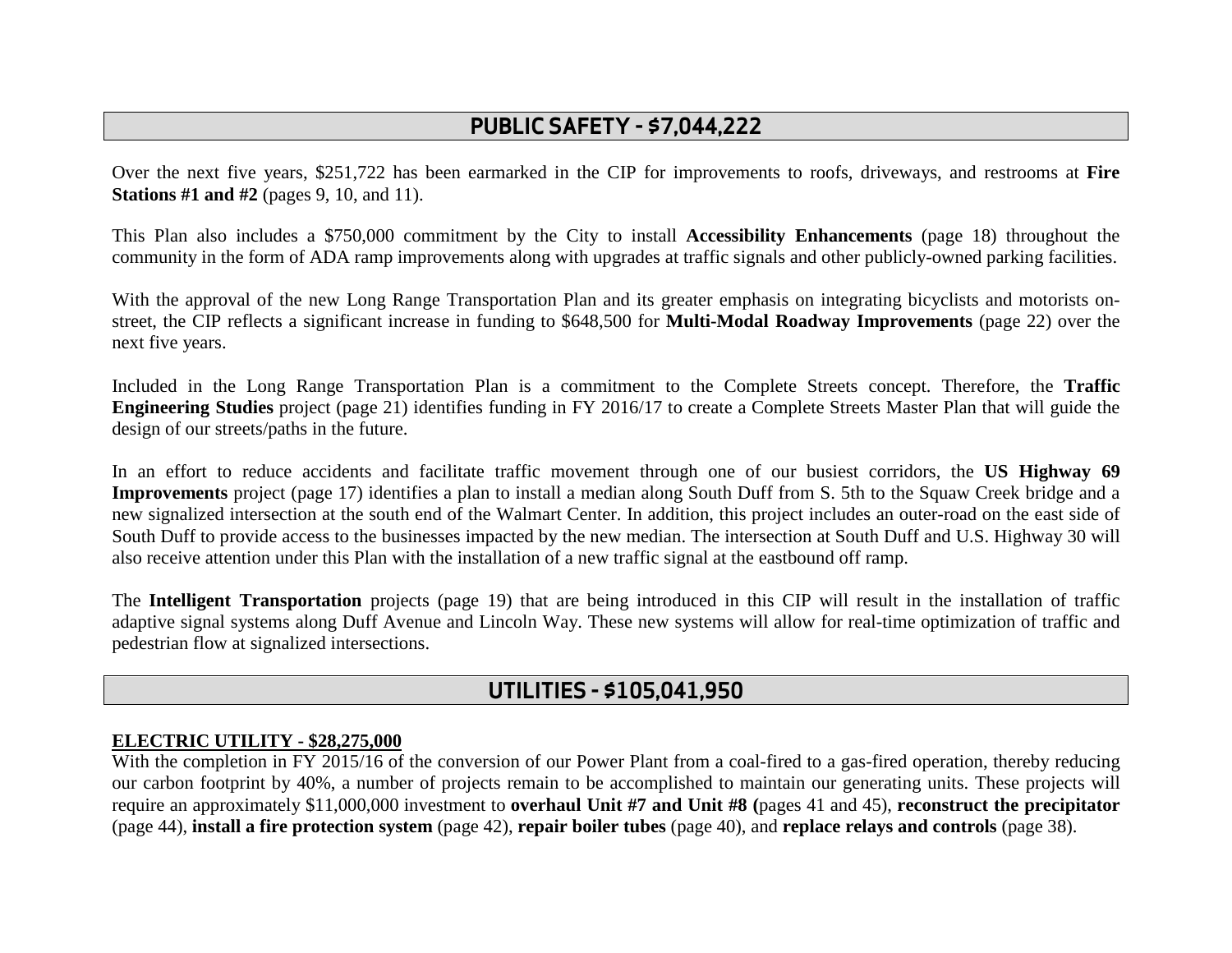## PUBLIC SAFETY - $7,044,222

Over the next five years, $251,722 has been earmarked in the CIP for improvements to roofs, driveways, and restrooms at **Fire Stations #1 and #2** (pages 9, 10, and 11).

This Plan also includes a $750,000 commitment by the City to install **Accessibility Enhancements** (page 18) throughout the community in the form of ADA ramp improvements along with upgrades at traffic signals and other publicly-owned parking facilities.

With the approval of the new Long Range Transportation Plan and its greater emphasis on integrating bicyclists and motorists on-street, the CIP reflects a significant increase in funding to $648,500 for **Multi-Modal Roadway Improvements** (page 22) over the next five years.

Included in the Long Range Transportation Plan is a commitment to the Complete Streets concept. Therefore, the **Traffic Engineering Studies** project (page 21) identifies funding in FY 2016/17 to create a Complete Streets Master Plan that will guide the design of our streets/paths in the future.

In an effort to reduce accidents and facilitate traffic movement through one of our busiest corridors, the **US Highway 69 Improvements** project (page 17) identifies a plan to install a median along South Duff from S. 5th to the Squaw Creek bridge and a new signalized intersection at the south end of the Walmart Center. In addition, this project includes an outer-road on the east side of South Duff to provide access to the businesses impacted by the new median. The intersection at South Duff and U.S. Highway 30 will also receive attention under this Plan with the installation of a new traffic signal at the eastbound off ramp.

The **Intelligent Transportation** projects (page 19) that are being introduced in this CIP will result in the installation of traffic adaptive signal systems along Duff Avenue and Lincoln Way. These new systems will allow for real-time optimization of traffic and pedestrian flow at signalized intersections.

## UTILITIES - $105,041,950

**ELECTRIC UTILITY - $28,275,000**

With the completion in FY 2015/16 of the conversion of our Power Plant from a coal-fired to a gas-fired operation, thereby reducing our carbon footprint by 40%, a number of projects remain to be accomplished to maintain our generating units. These projects will require an approximately $11,000,000 investment to **overhaul Unit #7 and Unit #8 (**pages 41 and 45), **reconstruct the precipitator** (page 44), **install a fire protection system** (page 42), **repair boiler tubes** (page 40), and **replace relays and controls** (page 38).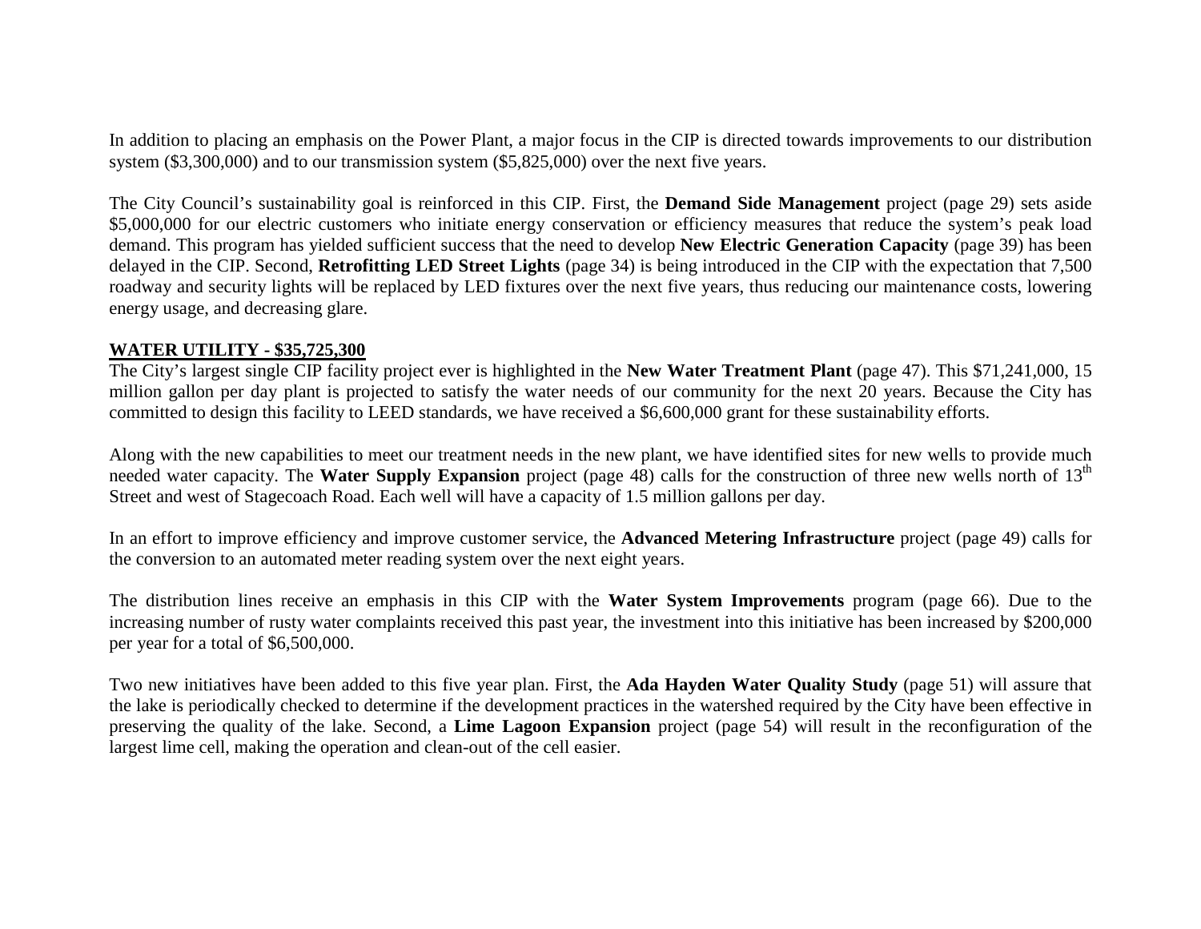In addition to placing an emphasis on the Power Plant, a major focus in the CIP is directed towards improvements to our distribution system ($3,300,000) and to our transmission system ($5,825,000) over the next five years.

The City Council's sustainability goal is reinforced in this CIP. First, the **Demand Side Management** project (page 29) sets aside $5,000,000 for our electric customers who initiate energy conservation or efficiency measures that reduce the system's peak load demand. This program has yielded sufficient success that the need to develop **New Electric Generation Capacity** (page 39) has been delayed in the CIP. Second, **Retrofitting LED Street Lights** (page 34) is being introduced in the CIP with the expectation that 7,500 roadway and security lights will be replaced by LED fixtures over the next five years, thus reducing our maintenance costs, lowering energy usage, and decreasing glare.

**WATER UTILITY - $35,725,300**

The City's largest single CIP facility project ever is highlighted in the **New Water Treatment Plant** (page 47). This $71,241,000, 15 million gallon per day plant is projected to satisfy the water needs of our community for the next 20 years. Because the City has committed to design this facility to LEED standards, we have received a $6,600,000 grant for these sustainability efforts.

Along with the new capabilities to meet our treatment needs in the new plant, we have identified sites for new wells to provide much needed water capacity. The **Water Supply Expansion** project (page 48) calls for the construction of three new wells north of 13th Street and west of Stagecoach Road. Each well will have a capacity of 1.5 million gallons per day.

In an effort to improve efficiency and improve customer service, the **Advanced Metering Infrastructure** project (page 49) calls for the conversion to an automated meter reading system over the next eight years.

The distribution lines receive an emphasis in this CIP with the **Water System Improvements** program (page 66). Due to the increasing number of rusty water complaints received this past year, the investment into this initiative has been increased by $200,000 per year for a total of $6,500,000.

Two new initiatives have been added to this five year plan. First, the **Ada Hayden Water Quality Study** (page 51) will assure that the lake is periodically checked to determine if the development practices in the watershed required by the City have been effective in preserving the quality of the lake. Second, a **Lime Lagoon Expansion** project (page 54) will result in the reconfiguration of the largest lime cell, making the operation and clean-out of the cell easier.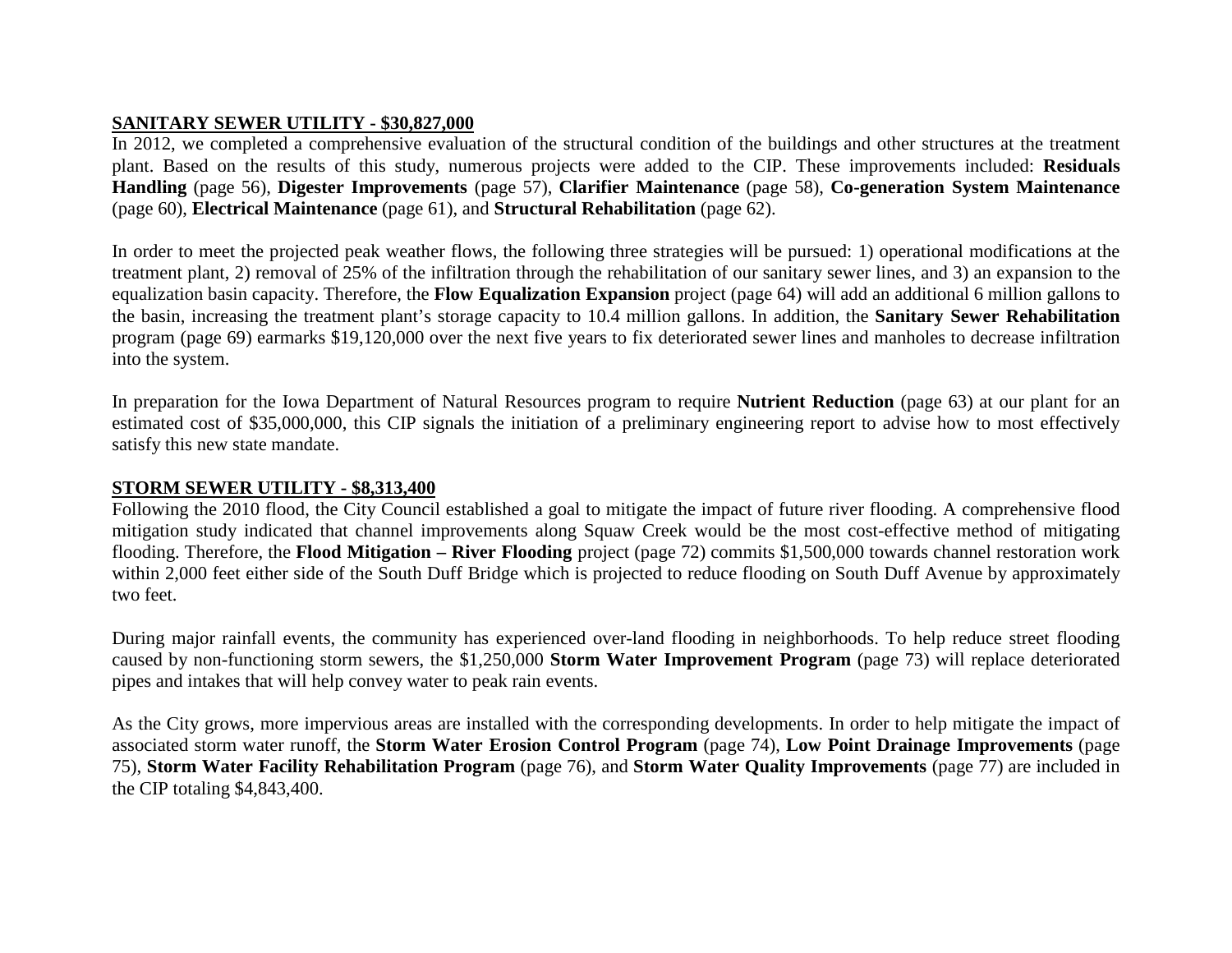## SANITARY SEWER UTILITY - $30,827,000

In 2012, we completed a comprehensive evaluation of the structural condition of the buildings and other structures at the treatment plant. Based on the results of this study, numerous projects were added to the CIP. These improvements included: **Residuals Handling** (page 56), **Digester Improvements** (page 57), **Clarifier Maintenance** (page 58), **Co-generation System Maintenance** (page 60), **Electrical Maintenance** (page 61), and **Structural Rehabilitation** (page 62).

In order to meet the projected peak weather flows, the following three strategies will be pursued: 1) operational modifications at the treatment plant, 2) removal of 25% of the infiltration through the rehabilitation of our sanitary sewer lines, and 3) an expansion to the equalization basin capacity. Therefore, the **Flow Equalization Expansion** project (page 64) will add an additional 6 million gallons to the basin, increasing the treatment plant's storage capacity to 10.4 million gallons. In addition, the **Sanitary Sewer Rehabilitation** program (page 69) earmarks $19,120,000 over the next five years to fix deteriorated sewer lines and manholes to decrease infiltration into the system.

In preparation for the Iowa Department of Natural Resources program to require **Nutrient Reduction** (page 63) at our plant for an estimated cost of $35,000,000, this CIP signals the initiation of a preliminary engineering report to advise how to most effectively satisfy this new state mandate.

## STORM SEWER UTILITY - $8,313,400

Following the 2010 flood, the City Council established a goal to mitigate the impact of future river flooding. A comprehensive flood mitigation study indicated that channel improvements along Squaw Creek would be the most cost-effective method of mitigating flooding. Therefore, the **Flood Mitigation – River Flooding** project (page 72) commits $1,500,000 towards channel restoration work within 2,000 feet either side of the South Duff Bridge which is projected to reduce flooding on South Duff Avenue by approximately two feet.

During major rainfall events, the community has experienced over-land flooding in neighborhoods. To help reduce street flooding caused by non-functioning storm sewers, the $1,250,000 **Storm Water Improvement Program** (page 73) will replace deteriorated pipes and intakes that will help convey water to peak rain events.

As the City grows, more impervious areas are installed with the corresponding developments. In order to help mitigate the impact of associated storm water runoff, the **Storm Water Erosion Control Program** (page 74), **Low Point Drainage Improvements** (page 75), **Storm Water Facility Rehabilitation Program** (page 76), and **Storm Water Quality Improvements** (page 77) are included in the CIP totaling $4,843,400.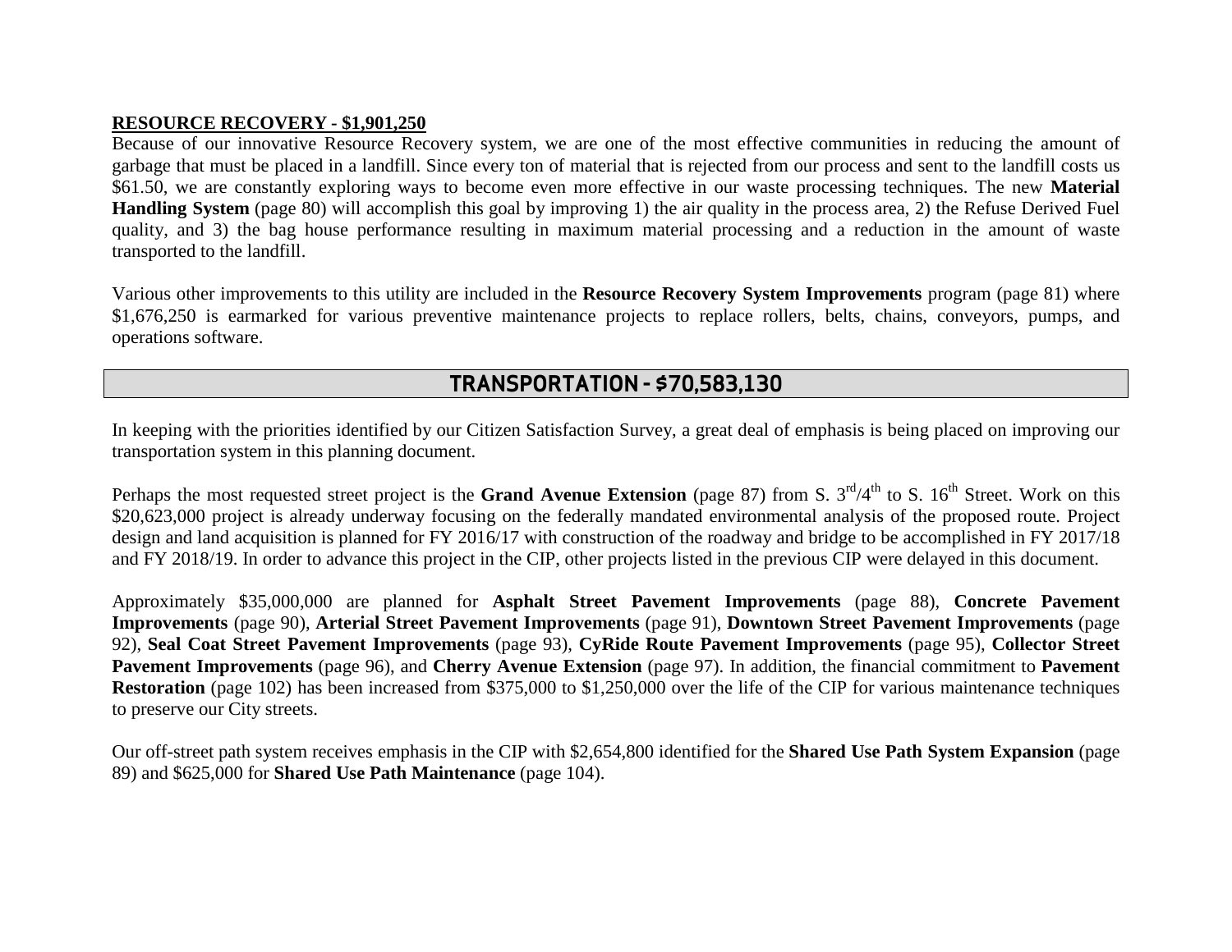**RESOURCE RECOVERY - $1,901,250**

Because of our innovative Resource Recovery system, we are one of the most effective communities in reducing the amount of garbage that must be placed in a landfill. Since every ton of material that is rejected from our process and sent to the landfill costs us $61.50, we are constantly exploring ways to become even more effective in our waste processing techniques. The new **Material Handling System** (page 80) will accomplish this goal by improving 1) the air quality in the process area, 2) the Refuse Derived Fuel quality, and 3) the bag house performance resulting in maximum material processing and a reduction in the amount of waste transported to the landfill.

Various other improvements to this utility are included in the **Resource Recovery System Improvements** program (page 81) where $1,676,250 is earmarked for various preventive maintenance projects to replace rollers, belts, chains, conveyors, pumps, and operations software.

## TRANSPORTATION - $70,583,130

In keeping with the priorities identified by our Citizen Satisfaction Survey, a great deal of emphasis is being placed on improving our transportation system in this planning document.

Perhaps the most requested street project is the **Grand Avenue Extension** (page 87) from S. 3rd/4th to S. 16th Street. Work on this $20,623,000 project is already underway focusing on the federally mandated environmental analysis of the proposed route. Project design and land acquisition is planned for FY 2016/17 with construction of the roadway and bridge to be accomplished in FY 2017/18 and FY 2018/19. In order to advance this project in the CIP, other projects listed in the previous CIP were delayed in this document.

Approximately $35,000,000 are planned for **Asphalt Street Pavement Improvements** (page 88), **Concrete Pavement Improvements** (page 90), **Arterial Street Pavement Improvements** (page 91), **Downtown Street Pavement Improvements** (page 92), **Seal Coat Street Pavement Improvements** (page 93), **CyRide Route Pavement Improvements** (page 95), **Collector Street Pavement Improvements** (page 96), and **Cherry Avenue Extension** (page 97). In addition, the financial commitment to **Pavement Restoration** (page 102) has been increased from $375,000 to $1,250,000 over the life of the CIP for various maintenance techniques to preserve our City streets.

Our off-street path system receives emphasis in the CIP with $2,654,800 identified for the **Shared Use Path System Expansion** (page 89) and $625,000 for **Shared Use Path Maintenance** (page 104).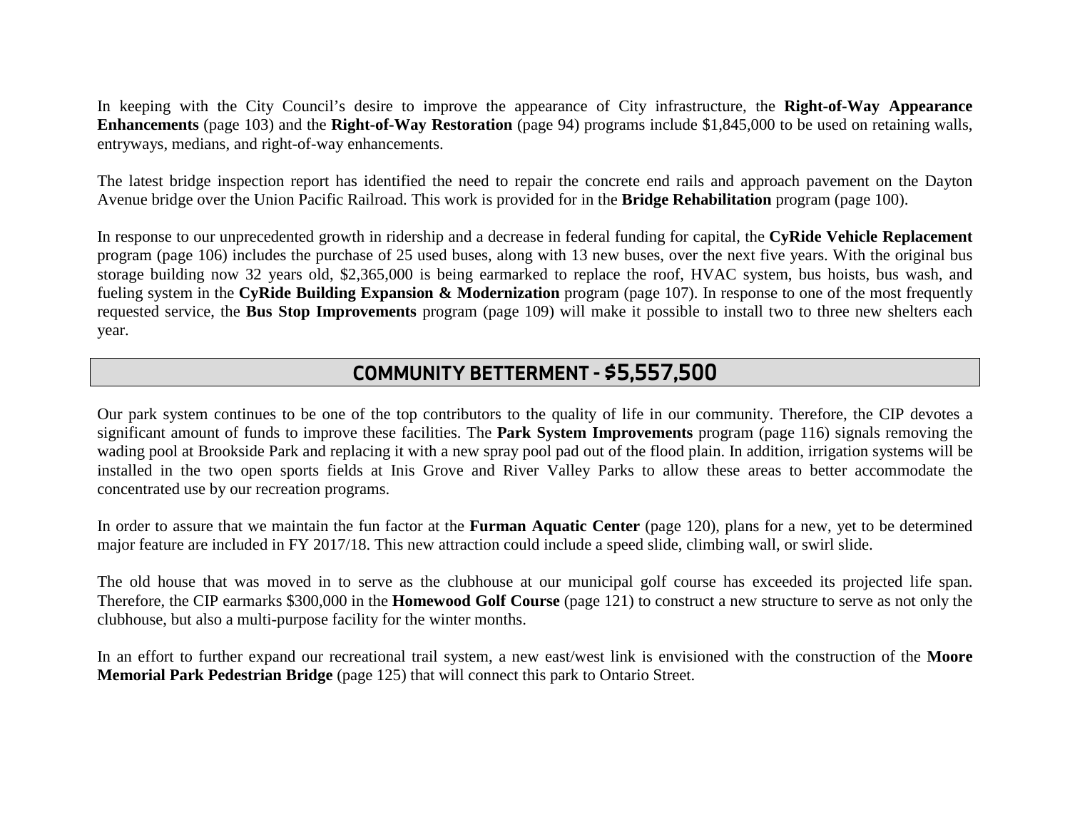In keeping with the City Council's desire to improve the appearance of City infrastructure, the **Right-of-Way Appearance Enhancements** (page 103) and the **Right-of-Way Restoration** (page 94) programs include $1,845,000 to be used on retaining walls, entryways, medians, and right-of-way enhancements.

The latest bridge inspection report has identified the need to repair the concrete end rails and approach pavement on the Dayton Avenue bridge over the Union Pacific Railroad. This work is provided for in the **Bridge Rehabilitation** program (page 100).

In response to our unprecedented growth in ridership and a decrease in federal funding for capital, the **CyRide Vehicle Replacement** program (page 106) includes the purchase of 25 used buses, along with 13 new buses, over the next five years. With the original bus storage building now 32 years old, $2,365,000 is being earmarked to replace the roof, HVAC system, bus hoists, bus wash, and fueling system in the **CyRide Building Expansion & Modernization** program (page 107). In response to one of the most frequently requested service, the **Bus Stop Improvements** program (page 109) will make it possible to install two to three new shelters each year.

## COMMUNITY BETTERMENT - $5,557,500

Our park system continues to be one of the top contributors to the quality of life in our community. Therefore, the CIP devotes a significant amount of funds to improve these facilities. The **Park System Improvements** program (page 116) signals removing the wading pool at Brookside Park and replacing it with a new spray pool pad out of the flood plain. In addition, irrigation systems will be installed in the two open sports fields at Inis Grove and River Valley Parks to allow these areas to better accommodate the concentrated use by our recreation programs.

In order to assure that we maintain the fun factor at the **Furman Aquatic Center** (page 120), plans for a new, yet to be determined major feature are included in FY 2017/18. This new attraction could include a speed slide, climbing wall, or swirl slide.

The old house that was moved in to serve as the clubhouse at our municipal golf course has exceeded its projected life span. Therefore, the CIP earmarks $300,000 in the **Homewood Golf Course** (page 121) to construct a new structure to serve as not only the clubhouse, but also a multi-purpose facility for the winter months.

In an effort to further expand our recreational trail system, a new east/west link is envisioned with the construction of the **Moore Memorial Park Pedestrian Bridge** (page 125) that will connect this park to Ontario Street.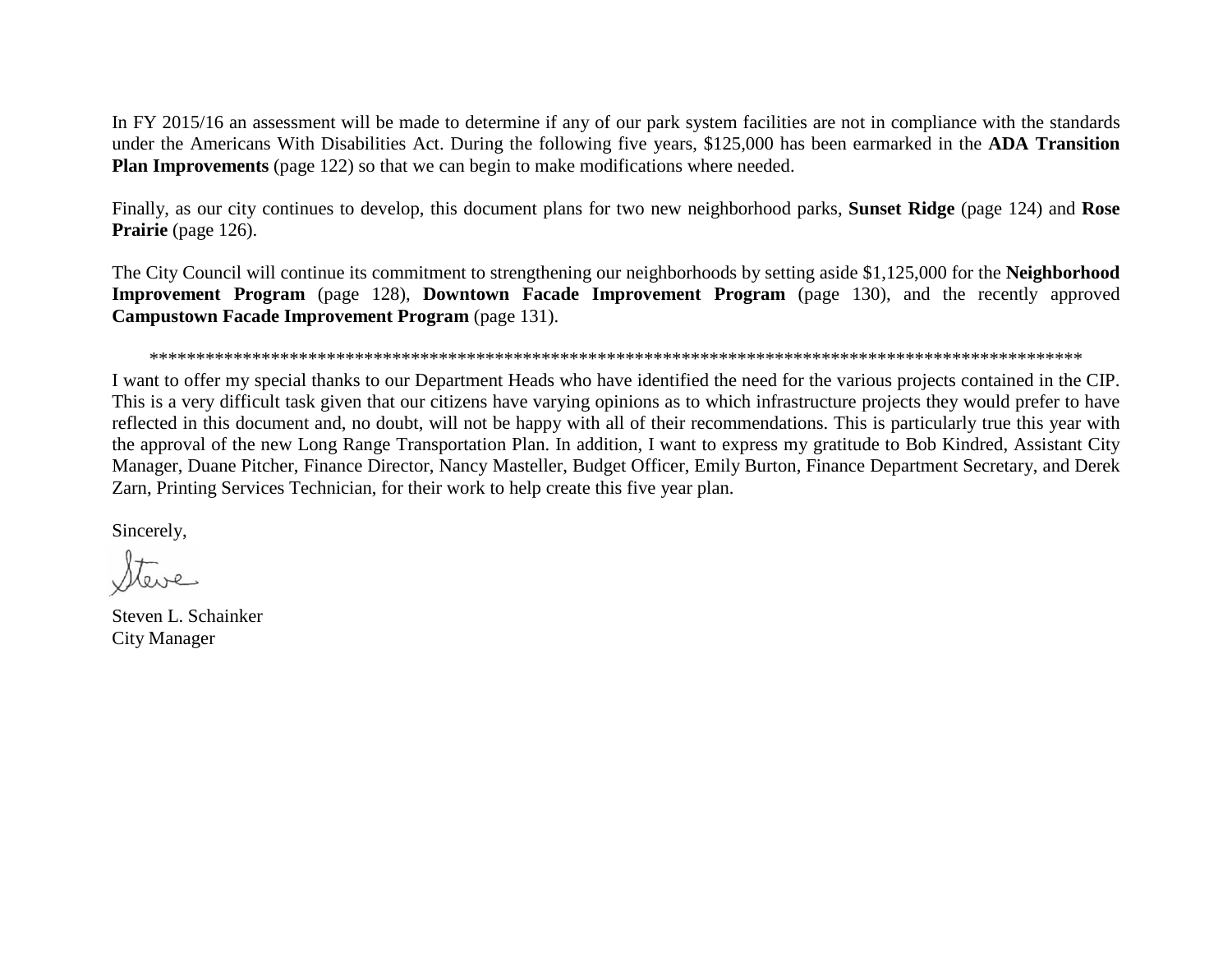In FY 2015/16 an assessment will be made to determine if any of our park system facilities are not in compliance with the standards under the Americans With Disabilities Act. During the following five years, $125,000 has been earmarked in the **ADA Transition Plan Improvements** (page 122) so that we can begin to make modifications where needed.

Finally, as our city continues to develop, this document plans for two new neighborhood parks, **Sunset Ridge** (page 124) and **Rose Prairie** (page 126).

The City Council will continue its commitment to strengthening our neighborhoods by setting aside $1,125,000 for the **Neighborhood Improvement Program** (page 128), **Downtown Facade Improvement Program** (page 130), and the recently approved **Campustown Facade Improvement Program** (page 131).

****************************************************************************************************

I want to offer my special thanks to our Department Heads who have identified the need for the various projects contained in the CIP. This is a very difficult task given that our citizens have varying opinions as to which infrastructure projects they would prefer to have reflected in this document and, no doubt, will not be happy with all of their recommendations. This is particularly true this year with the approval of the new Long Range Transportation Plan. In addition, I want to express my gratitude to Bob Kindred, Assistant City Manager, Duane Pitcher, Finance Director, Nancy Masteller, Budget Officer, Emily Burton, Finance Department Secretary, and Derek Zarn, Printing Services Technician, for their work to help create this five year plan.

Sincerely,

Steve

Steven L. Schainker
City Manager